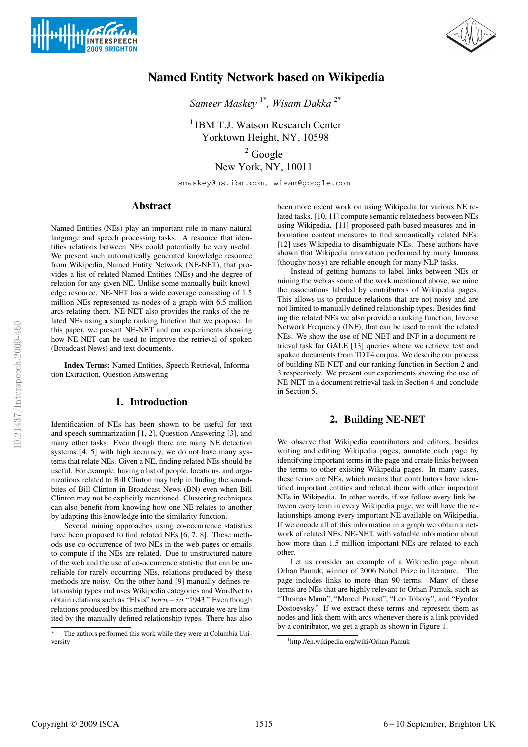# Named Entity Network based on Wikipedia

*Sameer Maskey* [1*], *Wisam Dakka* [2*]

[1] IBM T.J. Watson Research Center
Yorktown Height, NY, 10598

[2] Google
New York, NY, 10011

smaskey@us.ibm.com, wisam@google.com

## Abstract

Named Entities (NEs) play an important role in many natural language and speech processing tasks. A resource that identifies relations between NEs could potentially be very useful. We present such automatically generated knowledge resource from Wikipedia, Named Entity Network (NE-NET), that provides a list of related Named Entities (NEs) and the degree of relation for any given NE. Unlike some manually built knowledge resource, NE-NET has a wide coverage consisting of 1.5 million NEs represented as nodes of a graph with 6.5 million arcs relating them. NE-NET also provides the ranks of the related NEs using a simple ranking function that we propose. In this paper, we present NE-NET and our experiments showing how NE-NET can be used to improve the retrieval of spoken (Broadcast News) and text documents.

**Index Terms**: Named Entities, Speech Retrieval, Information Extraction, Question Answering

## 1. Introduction

Identification of NEs has been shown to be useful for text and speech summarization [1, 2], Question Answering [3], and many other tasks. Even though there are many NE detection systems [4, 5] with high accuracy, we do not have many systems that relate NEs. Given a NE, finding related NEs should be useful. For example, having a list of people, locations, and organizations related to Bill Clinton may help in finding the soundbites of Bill Clinton in Broadcast News (BN) even when Bill Clinton may not be explicitly mentioned. Clustering techniques can also benefit from knowing how one NE relates to another by adapting this knowledge into the similarity function.

Several mining approaches using co-occurence statistics have been proposed to find related NEs [6, 7, 8]. These methods use co-occurrence of two NEs in the web pages or emails to compute if the NEs are related. Due to unstructured nature of the web and the use of co-occurrence statistic that can be unreliable for rarely occurring NEs, relations produced by these methods are noisy. On the other hand [9] manually defines relationship types and uses Wikipedia categories and WordNet to obtain relations such as "Elvis" $born-in$ "1943." Even though relations produced by this method are more accurate we are limited by the manually defined relationship types. There has also been more recent work on using Wikipedia for various NE related tasks. [10, 11] compute semantic relatedness between NEs using Wikipedia. [11] proposeed path based measures and information content measures to find semantically related NEs. [12] uses Wikipedia to disambiguate NEs. These authors have shown that Wikipedia annotation performed by many humans (thoughy noisy) are reliable enough for many NLP tasks.

Instead of getting humans to label links between NEs or mining the web as some of the work mentioned above, we mine the associations labeled by contributors of Wikipedia pages. This allows us to produce relations that are not noisy and are not limited to manually defined relationship types. Besides finding the related NEs we also provide a ranking function, Inverse Network Frequency (INF), that can be used to rank the related NEs. We show the use of NE-NET and INF in a document retrieval task for GALE [13] queries where we retrieve text and spoken documents from TDT4 corpus. We describe our process of building NE-NET and our ranking function in Section 2 and 3 respectively. We present our experiments showing the use of NE-NET in a document retrieval task in Section 4 and conclude in Section 5.

[*] The authors performed this work while they were at Columbia University

## 2. Building NE-NET

We observe that Wikipedia contributors and editors, besides writing and editing Wikipedia pages, annotate each page by identifying important terms in the page and create links between the terms to other existing Wikipedia pages. In many cases, these terms are NEs, which means that contributors have identified important entities and related them with other important NEs in Wikipedia. In other words, if we follow every link between every term in every Wikipedia page, we will have the relationships among every important NE available on Wikipedia. If we encode all of this information in a graph we obtain a network of related NEs, NE-NET, with valuable information about how more than 1.5 million important NEs are related to each other.

Let us consider an example of a Wikipedia page about Orhan Pamuk, winner of 2006 Nobel Prize in literature.[1] The page includes links to more than 90 terms. Many of these terms are NEs that are highly relevant to Orhan Pamuk, such as "Thomas Mann", "Marcel Proust", "Leo Tolstoy", and "Fyodor Dostoevsky." If we extract these terms and represent them as nodes and link them with arcs whenever there is a link provided by a contributor, we get a graph as shown in Figure 1.

[1] http://en.wikipedia.org/wiki/Orhan Pamuk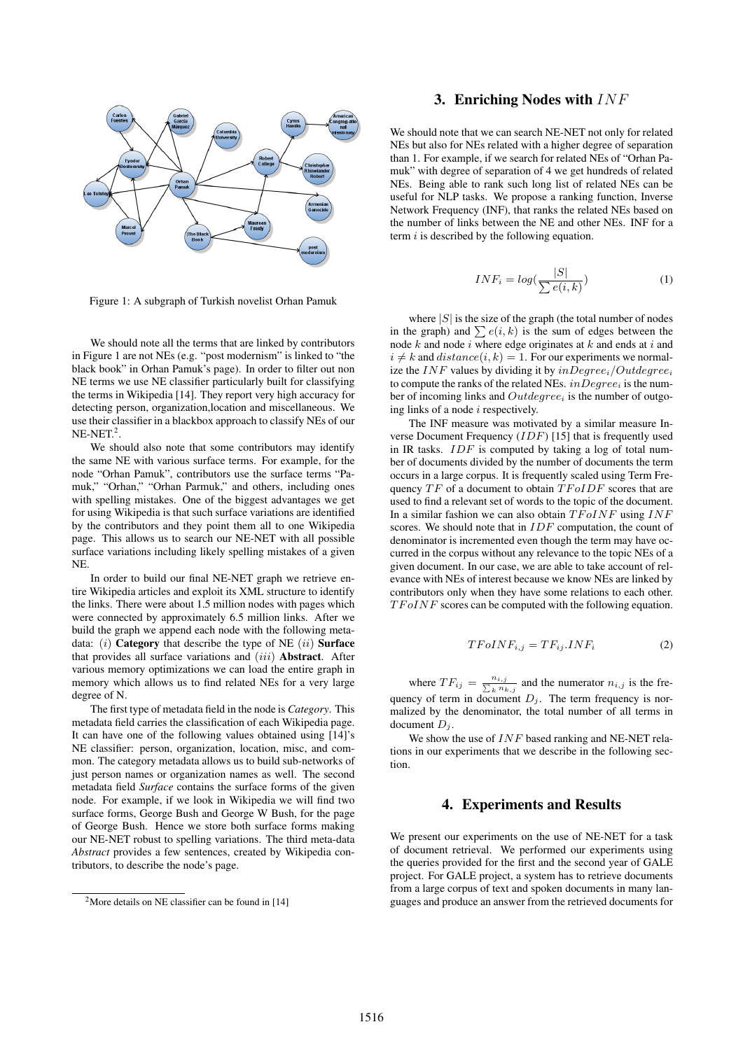Figure 1: A subgraph of Turkish novelist Orhan Pamuk

We should note all the terms that are linked by contributors in Figure 1 are not NEs (e.g. "post modernism" is linked to "the black book" in Orhan Pamuk's page). In order to filter out non NE terms we use NE classifier particularly built for classifying the terms in Wikipedia [14]. They report very high accuracy for detecting person, organization,location and miscellaneous. We use their classifier in a blackbox approach to classify NEs of our NE-NET.[2].

We should also note that some contributors may identify the same NE with various surface terms. For example, for the node "Orhan Pamuk", contributors use the surface terms "Pamuk," "Orhan," "Orhan Parmuk," and others, including ones with spelling mistakes. One of the biggest advantages we get for using Wikipedia is that such surface variations are identified by the contributors and they point them all to one Wikipedia page. This allows us to search our NE-NET with all possible surface variations including likely spelling mistakes of a given NE.

In order to build our final NE-NET graph we retrieve entire Wikipedia articles and exploit its XML structure to identify the links. There were about 1.5 million nodes with pages which were connected by approximately 6.5 million links. After we build the graph we append each node with the following metadata: $(i)$ **Category** that describe the type of NE $(ii)$ **Surface** that provides all surface variations and $(iii)$ **Abstract**. After various memory optimizations we can load the entire graph in memory which allows us to find related NEs for a very large degree of N.

The first type of metadata field in the node is *Category*. This metadata field carries the classification of each Wikipedia page. It can have one of the following values obtained using [14]'s NE classifier: person, organization, location, misc, and common. The category metadata allows us to build sub-networks of just person names or organization names as well. The second metadata field *Surface* contains the surface forms of the given node. For example, if we look in Wikipedia we will find two surface forms, George Bush and George W Bush, for the page of George Bush. Hence we store both surface forms making our NE-NET robust to spelling variations. The third meta-data *Abstract* provides a few sentences, created by Wikipedia contributors, to describe the node's page.

[2] More details on NE classifier can be found in [14]

## 3. Enriching Nodes with $INF$

We should note that we can search NE-NET not only for related NEs but also for NEs related with a higher degree of separation than 1. For example, if we search for related NEs of "Orhan Pamuk" with degree of separation of 4 we get hundreds of related NEs. Being able to rank such long list of related NEs can be useful for NLP tasks. We propose a ranking function, Inverse Network Frequency (INF), that ranks the related NEs based on the number of links between the NE and other NEs. INF for a term $i$ is described by the following equation.

$$INF_i = log(\frac{|S|}{\sum e(i,k)}) \quad (1)$$

where $|S|$ is the size of the graph (the total number of nodes in the graph) and $\sum e(i,k)$ is the sum of edges between the node $k$ and node $i$ where edge originates at $k$ and ends at $i$ and $i \neq k$ and $distance(i,k) = 1$. For our experiments we normalize the $INF$ values by dividing it by $inDegree_i/Outdegree_i$ to compute the ranks of the related NEs. $inDegree_i$ is the number of incoming links and $Outdegree_i$ is the number of outgoing links of a node $i$ respectively.

The INF measure was motivated by a similar measure Inverse Document Frequency ($IDF$) [15] that is frequently used in IR tasks. $IDF$ is computed by taking a log of total number of documents divided by the number of documents the term occurs in a large corpus. It is frequently scaled using Term Frequency $TF$ of a document to obtain $TFoIDF$ scores that are used to find a relevant set of words to the topic of the document. In a similar fashion we can also obtain $TFoINF$ using $INF$ scores. We should note that in $IDF$ computation, the count of denominator is incremented even though the term may have occurred in the corpus without any relevance to the topic NEs of a given document. In our case, we are able to take account of relevance with NEs of interest because we know NEs are linked by contributors only when they have some relations to each other. $TFoINF$ scores can be computed with the following equation.

$$TFoINF_{i,j} = TF_{ij}.INF_i \quad (2)$$

where $TF_{ij} = \frac{n_{i,j}}{\sum_k n_{k,j}}$ and the numerator $n_{i,j}$ is the frequency of term in document $D_j$. The term frequency is normalized by the denominator, the total number of all terms in document $D_j$.

We show the use of $INF$ based ranking and NE-NET relations in our experiments that we describe in the following section.

## 4. Experiments and Results

We present our experiments on the use of NE-NET for a task of document retrieval. We performed our experiments using the queries provided for the first and the second year of GALE project. For GALE project, a system has to retrieve documents from a large corpus of text and spoken documents in many languages and produce an answer from the retrieved documents for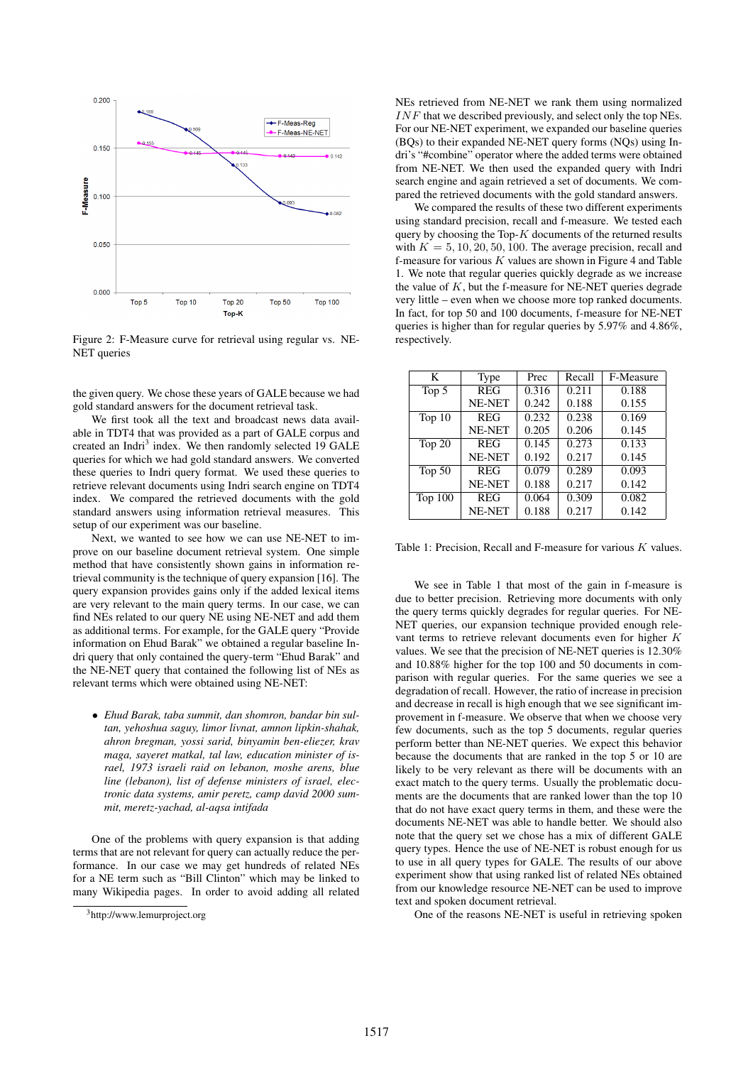Figure 2: F-Measure curve for retrieval using regular vs. NE-NET queries

the given query. We chose these years of GALE because we had gold standard answers for the document retrieval task.

We first took all the text and broadcast news data available in TDT4 that was provided as a part of GALE corpus and created an Indri[3] index. We then randomly selected 19 GALE queries for which we had gold standard answers. We converted these queries to Indri query format. We used these queries to retrieve relevant documents using Indri search engine on TDT4 index. We compared the retrieved documents with the gold standard answers using information retrieval measures. This setup of our experiment was our baseline.

Next, we wanted to see how we can use NE-NET to improve on our baseline document retrieval system. One simple method that have consistently shown gains in information retrieval community is the technique of query expansion [16]. The query expansion provides gains only if the added lexical items are very relevant to the main query terms. In our case, we can find NEs related to our query NE using NE-NET and add them as additional terms. For example, for the GALE query "Provide information on Ehud Barak" we obtained a regular baseline Indri query that only contained the query-term "Ehud Barak" and the NE-NET query that contained the following list of NEs as relevant terms which were obtained using NE-NET:

- *Ehud Barak, taba summit, dan shomron, bandar bin sultan, yehoshua saguy, limor livnat, amnon lipkin-shahak, ahron bregman, yossi sarid, binyamin ben-eliezer, krav maga, sayeret matkal, tal law, education minister of israel, 1973 israeli raid on lebanon, moshe arens, blue line (lebanon), list of defense ministers of israel, electronic data systems, amir peretz, camp david 2000 summit, meretz-yachad, al-aqsa intifada*

One of the problems with query expansion is that adding terms that are not relevant for query can actually reduce the performance. In our case we may get hundreds of related NEs for a NE term such as "Bill Clinton" which may be linked to many Wikipedia pages. In order to avoid adding all related NEs retrieved from NE-NET we rank them using normalized $INF$ that we described previously, and select only the top NEs. For our NE-NET experiment, we expanded our baseline queries (BQs) to their expanded NE-NET query forms (NQs) using Indri's "#combine" operator where the added terms were obtained from NE-NET. We then used the expanded query with Indri search engine and again retrieved a set of documents. We compared the retrieved documents with the gold standard answers.

We compared the results of these two different experiments using standard precision, recall and f-measure. We tested each query by choosing the Top-$K$ documents of the returned results with $K = 5, 10, 20, 50, 100$. The average precision, recall and f-measure for various $K$ values are shown in Figure 4 and Table 1. We note that regular queries quickly degrade as we increase the value of $K$, but the f-measure for NE-NET queries degrade very little – even when we choose more top ranked documents. In fact, for top 50 and 100 documents, f-measure for NE-NET queries is higher than for regular queries by 5.97% and 4.86%, respectively.

| K | Type | Prec | Recall | F-Measure |
|---|---|---|---|---|
| Top 5 | REG | 0.316 | 0.211 | 0.188 |
| | NE-NET | 0.242 | 0.188 | 0.155 |
| Top 10 | REG | 0.232 | 0.238 | 0.169 |
| | NE-NET | 0.205 | 0.206 | 0.145 |
| Top 20 | REG | 0.145 | 0.273 | 0.133 |
| | NE-NET | 0.192 | 0.217 | 0.145 |
| Top 50 | REG | 0.079 | 0.289 | 0.093 |
| | NE-NET | 0.188 | 0.217 | 0.142 |
| Top 100 | REG | 0.064 | 0.309 | 0.082 |
| | NE-NET | 0.188 | 0.217 | 0.142 |

Table 1: Precision, Recall and F-measure for various $K$ values.

We see in Table 1 that most of the gain in f-measure is due to better precision. Retrieving more documents with only the query terms quickly degrades for regular queries. For NE-NET queries, our expansion technique provided enough relevant terms to retrieve relevant documents even for higher $K$ values. We see that the precision of NE-NET queries is 12.30% and 10.88% higher for the top 100 and 50 documents in comparison with regular queries. For the same queries we see a degradation of recall. However, the ratio of increase in precision and decrease in recall is high enough that we see significant improvement in f-measure. We observe that when we choose very few documents, such as the top 5 documents, regular queries perform better than NE-NET queries. We expect this behavior because the documents that are ranked in the top 5 or 10 are likely to be very relevant as there will be documents with an exact match to the query terms. Usually the problematic documents are the documents that are ranked lower than the top 10 that do not have exact query terms in them, and these were the documents NE-NET was able to handle better. We should also note that the query set we chose has a mix of different GALE query types. Hence the use of NE-NET is robust enough for us to use in all query types for GALE. The results of our above experiment show that using ranked list of related NEs obtained from our knowledge resource NE-NET can be used to improve text and spoken document retrieval.

One of the reasons NE-NET is useful in retrieving spoken

[3] http://www.lemurproject.org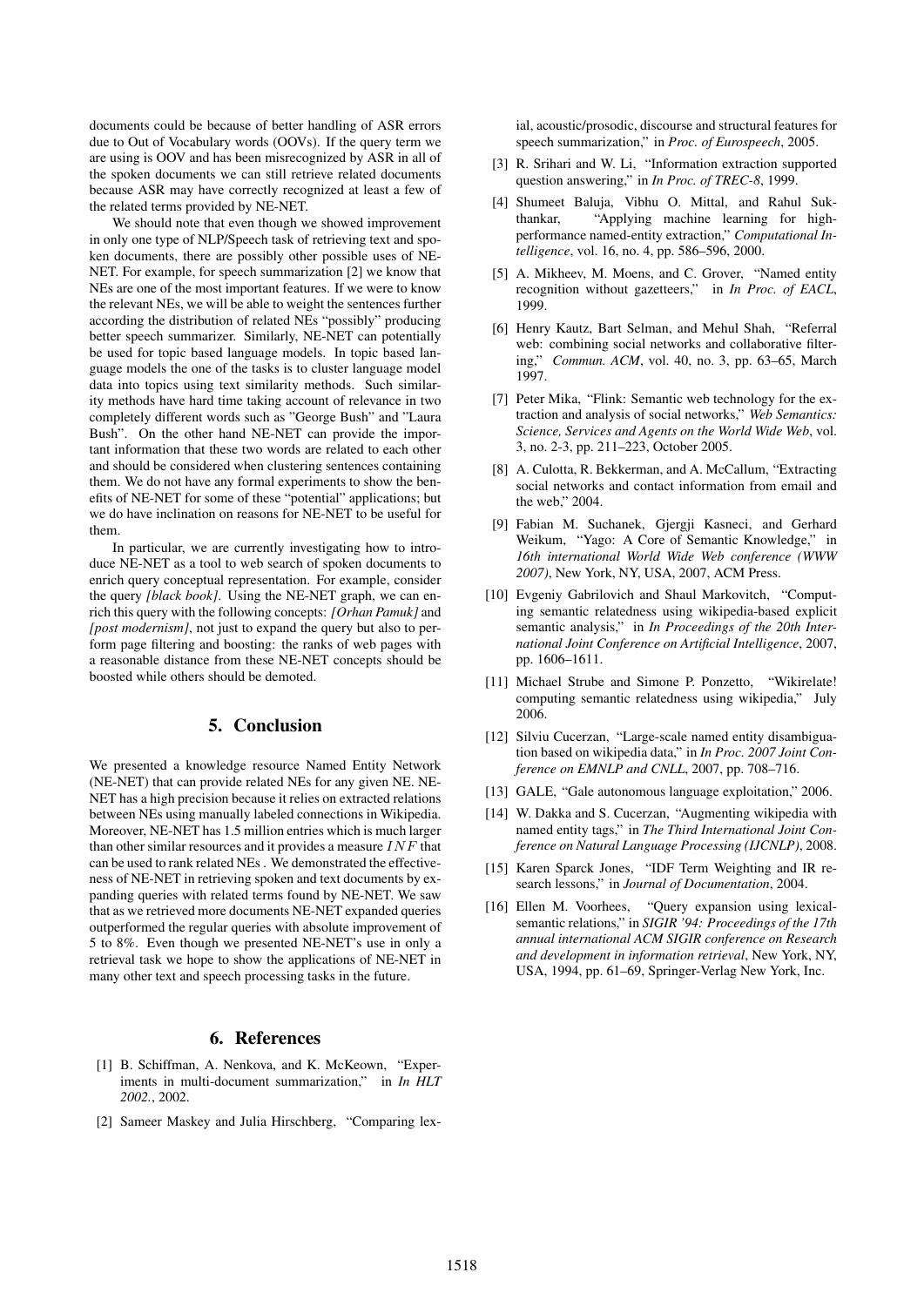documents could be because of better handling of ASR errors due to Out of Vocabulary words (OOVs). If the query term we are using is OOV and has been misrecognized by ASR in all of the spoken documents we can still retrieve related documents because ASR may have correctly recognized at least a few of the related terms provided by NE-NET.

We should note that even though we showed improvement in only one type of NLP/Speech task of retrieving text and spoken documents, there are possibly other possible uses of NE-NET. For example, for speech summarization [2] we know that NEs are one of the most important features. If we were to know the relevant NEs, we will be able to weight the sentences further according the distribution of related NEs "possibly" producing better speech summarizer. Similarly, NE-NET can potentially be used for topic based language models. In topic based language models the one of the tasks is to cluster language model data into topics using text similarity methods. Such similarity methods have hard time taking account of relevance in two completely different words such as "George Bush" and "Laura Bush". On the other hand NE-NET can provide the important information that these two words are related to each other and should be considered when clustering sentences containing them. We do not have any formal experiments to show the benefits of NE-NET for some of these "potential" applications; but we do have inclination on reasons for NE-NET to be useful for them.

In particular, we are currently investigating how to introduce NE-NET as a tool to web search of spoken documents to enrich query conceptual representation. For example, consider the query *[black book]*. Using the NE-NET graph, we can enrich this query with the following concepts: *[Orhan Pamuk]* and *[post modernism]*, not just to expand the query but also to perform page filtering and boosting: the ranks of web pages with a reasonable distance from these NE-NET concepts should be boosted while others should be demoted.

## 5. Conclusion

We presented a knowledge resource Named Entity Network (NE-NET) that can provide related NEs for any given NE. NE-NET has a high precision because it relies on extracted relations between NEs using manually labeled connections in Wikipedia. Moreover, NE-NET has 1.5 million entries which is much larger than other similar resources and it provides a measure $INF$ that can be used to rank related NEs . We demonstrated the effectiveness of NE-NET in retrieving spoken and text documents by expanding queries with related terms found by NE-NET. We saw that as we retrieved more documents NE-NET expanded queries outperformed the regular queries with absolute improvement of 5 to 8%. Even though we presented NE-NET's use in only a retrieval task we hope to show the applications of NE-NET in many other text and speech processing tasks in the future.

## 6. References

[1] B. Schiffman, A. Nenkova, and K. McKeown, "Experiments in multi-document summarization," in *In HLT 2002.*, 2002.

[2] Sameer Maskey and Julia Hirschberg, "Comparing lexial, acoustic/prosodic, discourse and structural features for speech summarization," in *Proc. of Eurospeech*, 2005.

[3] R. Srihari and W. Li, "Information extraction supported question answering," in *In Proc. of TREC-8*, 1999.

[4] Shumeet Baluja, Vibhu O. Mittal, and Rahul Sukthankar, "Applying machine learning for high-performance named-entity extraction," *Computational Intelligence*, vol. 16, no. 4, pp. 586–596, 2000.

[5] A. Mikheev, M. Moens, and C. Grover, "Named entity recognition without gazetteers," in *In Proc. of EACL*, 1999.

[6] Henry Kautz, Bart Selman, and Mehul Shah, "Referral web: combining social networks and collaborative filtering," *Commun. ACM*, vol. 40, no. 3, pp. 63–65, March 1997.

[7] Peter Mika, "Flink: Semantic web technology for the extraction and analysis of social networks," *Web Semantics: Science, Services and Agents on the World Wide Web*, vol. 3, no. 2-3, pp. 211–223, October 2005.

[8] A. Culotta, R. Bekkerman, and A. McCallum, "Extracting social networks and contact information from email and the web," 2004.

[9] Fabian M. Suchanek, Gjergji Kasneci, and Gerhard Weikum, "Yago: A Core of Semantic Knowledge," in *16th international World Wide Web conference (WWW 2007)*, New York, NY, USA, 2007, ACM Press.

[10] Evgeniy Gabrilovich and Shaul Markovitch, "Computing semantic relatedness using wikipedia-based explicit semantic analysis," in *In Proceedings of the 20th International Joint Conference on Artificial Intelligence*, 2007, pp. 1606–1611.

[11] Michael Strube and Simone P. Ponzetto, "Wikirelate! computing semantic relatedness using wikipedia," July 2006.

[12] Silviu Cucerzan, "Large-scale named entity disambiguation based on wikipedia data," in *In Proc. 2007 Joint Conference on EMNLP and CNLL*, 2007, pp. 708–716.

[13] GALE, "Gale autonomous language exploitation," 2006.

[14] W. Dakka and S. Cucerzan, "Augmenting wikipedia with named entity tags," in *The Third International Joint Conference on Natural Language Processing (IJCNLP)*, 2008.

[15] Karen Sparck Jones, "IDF Term Weighting and IR research lessons," in *Journal of Documentation*, 2004.

[16] Ellen M. Voorhees, "Query expansion using lexical-semantic relations," in *SIGIR '94: Proceedings of the 17th annual international ACM SIGIR conference on Research and development in information retrieval*, New York, NY, USA, 1994, pp. 61–69, Springer-Verlag New York, Inc.